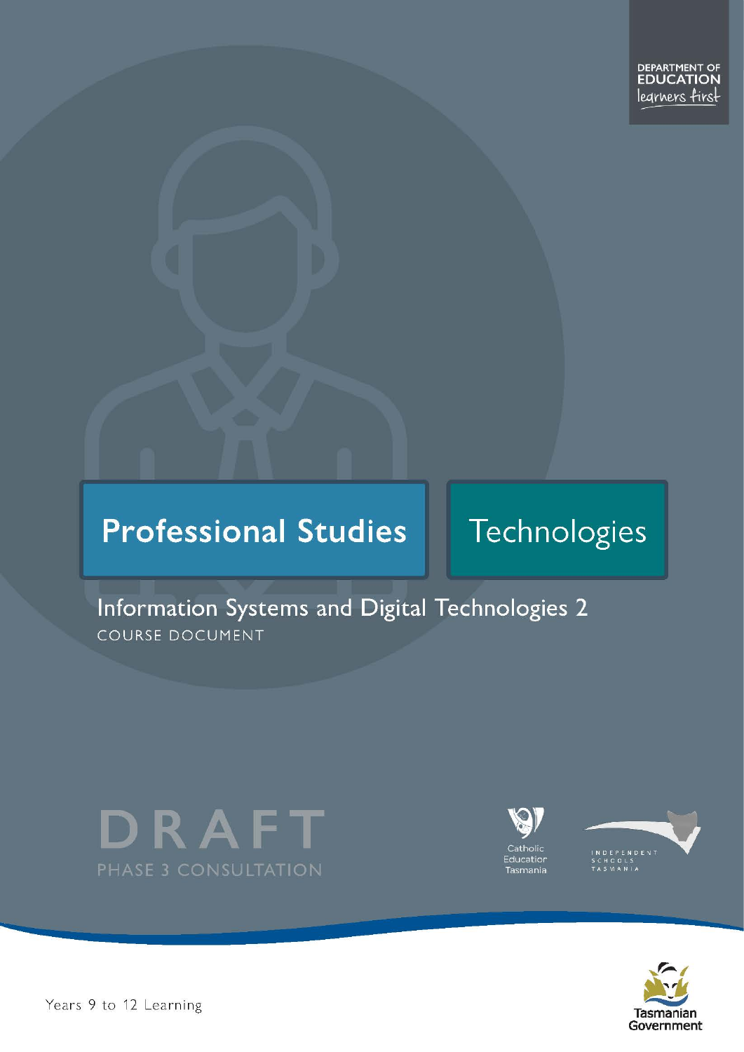DEPARTMENT OF EDUCATION
learners first

# Professional Studies

# Technologies

## Information Systems and Digital Technologies 2

COURSE DOCUMENT

DRAFT

PHASE 3 CONSULTATION

Catholic Education Tasmania

INDEPENDENT SCHOOLS TASMANIA

Years 9 to 12 Learning

Tasmanian Government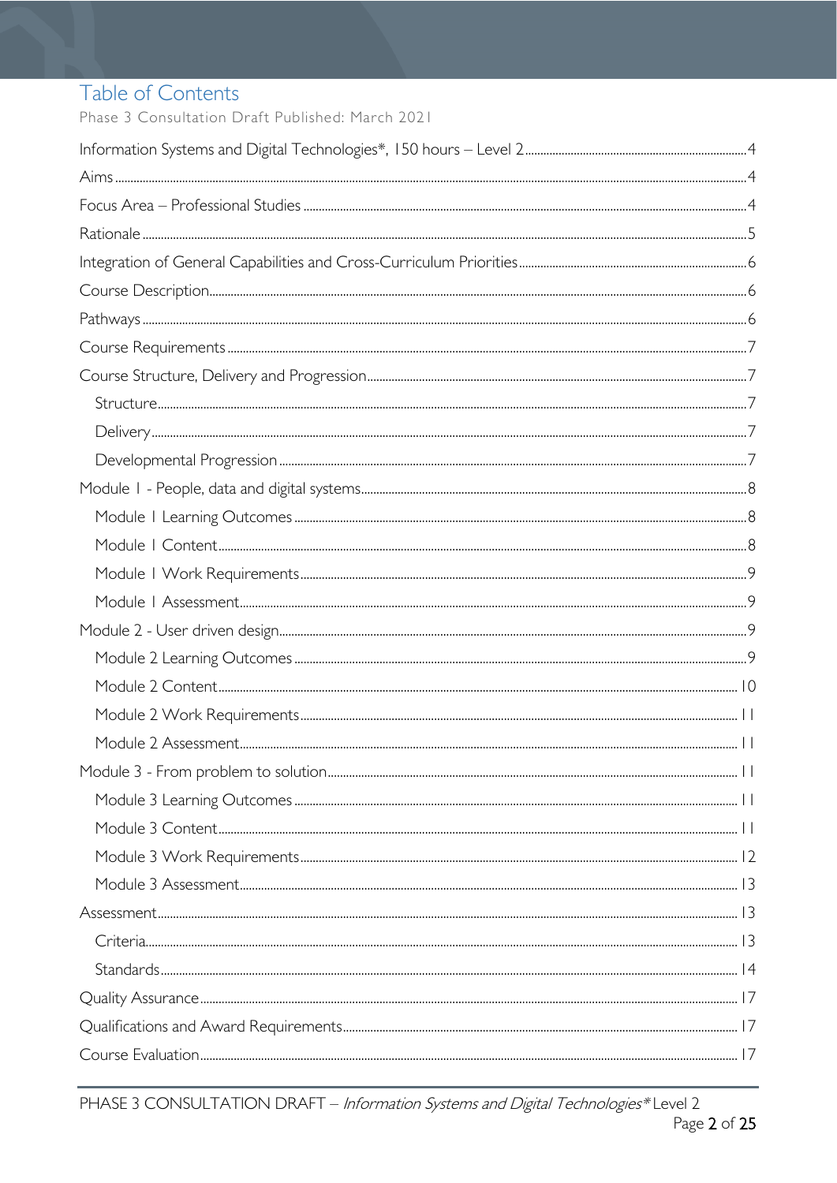# Table of Contents

Phase 3 Consultation Draft Published: March 2021

Information Systems and Digital Technologies*, 150 hours – Level 2 ..... 4

Aims ..... 4

Focus Area – Professional Studies ..... 4

Rationale ..... 5

Integration of General Capabilities and Cross-Curriculum Priorities ..... 6

Course Description ..... 6

Pathways ..... 6

Course Requirements ..... 7

Course Structure, Delivery and Progression ..... 7

- Structure ..... 7
- Delivery ..... 7
- Developmental Progression ..... 7

Module 1 - People, data and digital systems ..... 8

- Module 1 Learning Outcomes ..... 8
- Module 1 Content ..... 8
- Module 1 Work Requirements ..... 9
- Module 1 Assessment ..... 9

Module 2 - User driven design ..... 9

- Module 2 Learning Outcomes ..... 9
- Module 2 Content ..... 10
- Module 2 Work Requirements ..... 11
- Module 2 Assessment ..... 11

Module 3 - From problem to solution ..... 11

- Module 3 Learning Outcomes ..... 11
- Module 3 Content ..... 11
- Module 3 Work Requirements ..... 12
- Module 3 Assessment ..... 13

Assessment ..... 13

- Criteria ..... 13
- Standards ..... 14

Quality Assurance ..... 17

Qualifications and Award Requirements ..... 17

Course Evaluation ..... 17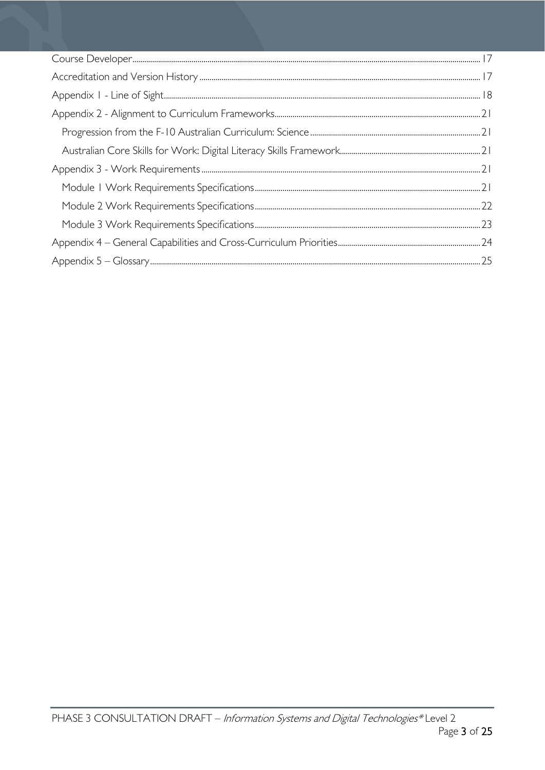Course Developer ..... 17

Accreditation and Version History ..... 17

Appendix 1 - Line of Sight ..... 18

Appendix 2 - Alignment to Curriculum Frameworks ..... 21

- Progression from the F-10 Australian Curriculum: Science ..... 21
- Australian Core Skills for Work: Digital Literacy Skills Framework ..... 21

Appendix 3 - Work Requirements ..... 21

- Module 1 Work Requirements Specifications ..... 21
- Module 2 Work Requirements Specifications ..... 22
- Module 3 Work Requirements Specifications ..... 23

Appendix 4 – General Capabilities and Cross-Curriculum Priorities ..... 24

Appendix 5 – Glossary ..... 25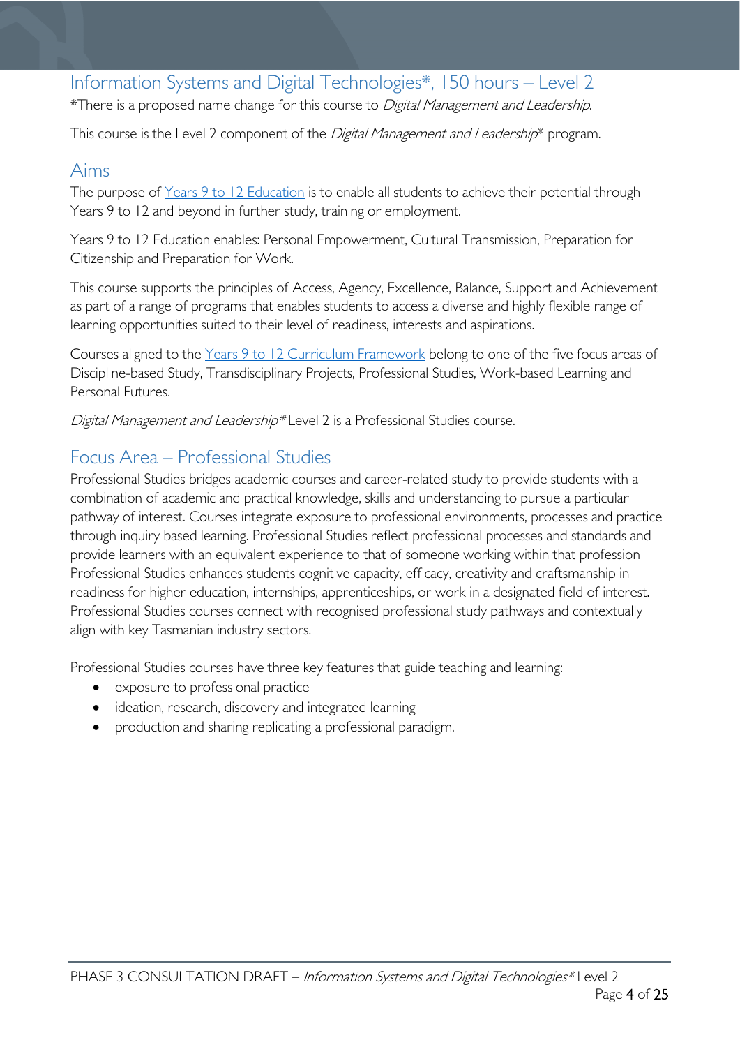## Information Systems and Digital Technologies*, 150 hours – Level 2

*There is a proposed name change for this course to *Digital Management and Leadership*.

This course is the Level 2 component of the *Digital Management and Leadership** program.

## Aims

The purpose of Years 9 to 12 Education is to enable all students to achieve their potential through Years 9 to 12 and beyond in further study, training or employment.

Years 9 to 12 Education enables: Personal Empowerment, Cultural Transmission, Preparation for Citizenship and Preparation for Work.

This course supports the principles of Access, Agency, Excellence, Balance, Support and Achievement as part of a range of programs that enables students to access a diverse and highly flexible range of learning opportunities suited to their level of readiness, interests and aspirations.

Courses aligned to the Years 9 to 12 Curriculum Framework belong to one of the five focus areas of Discipline-based Study, Transdisciplinary Projects, Professional Studies, Work-based Learning and Personal Futures.

*Digital Management and Leadership** Level 2 is a Professional Studies course.

## Focus Area – Professional Studies

Professional Studies bridges academic courses and career-related study to provide students with a combination of academic and practical knowledge, skills and understanding to pursue a particular pathway of interest. Courses integrate exposure to professional environments, processes and practice through inquiry based learning. Professional Studies reflect professional processes and standards and provide learners with an equivalent experience to that of someone working within that profession Professional Studies enhances students cognitive capacity, efficacy, creativity and craftsmanship in readiness for higher education, internships, apprenticeships, or work in a designated field of interest. Professional Studies courses connect with recognised professional study pathways and contextually align with key Tasmanian industry sectors.

Professional Studies courses have three key features that guide teaching and learning:

- exposure to professional practice
- ideation, research, discovery and integrated learning
- production and sharing replicating a professional paradigm.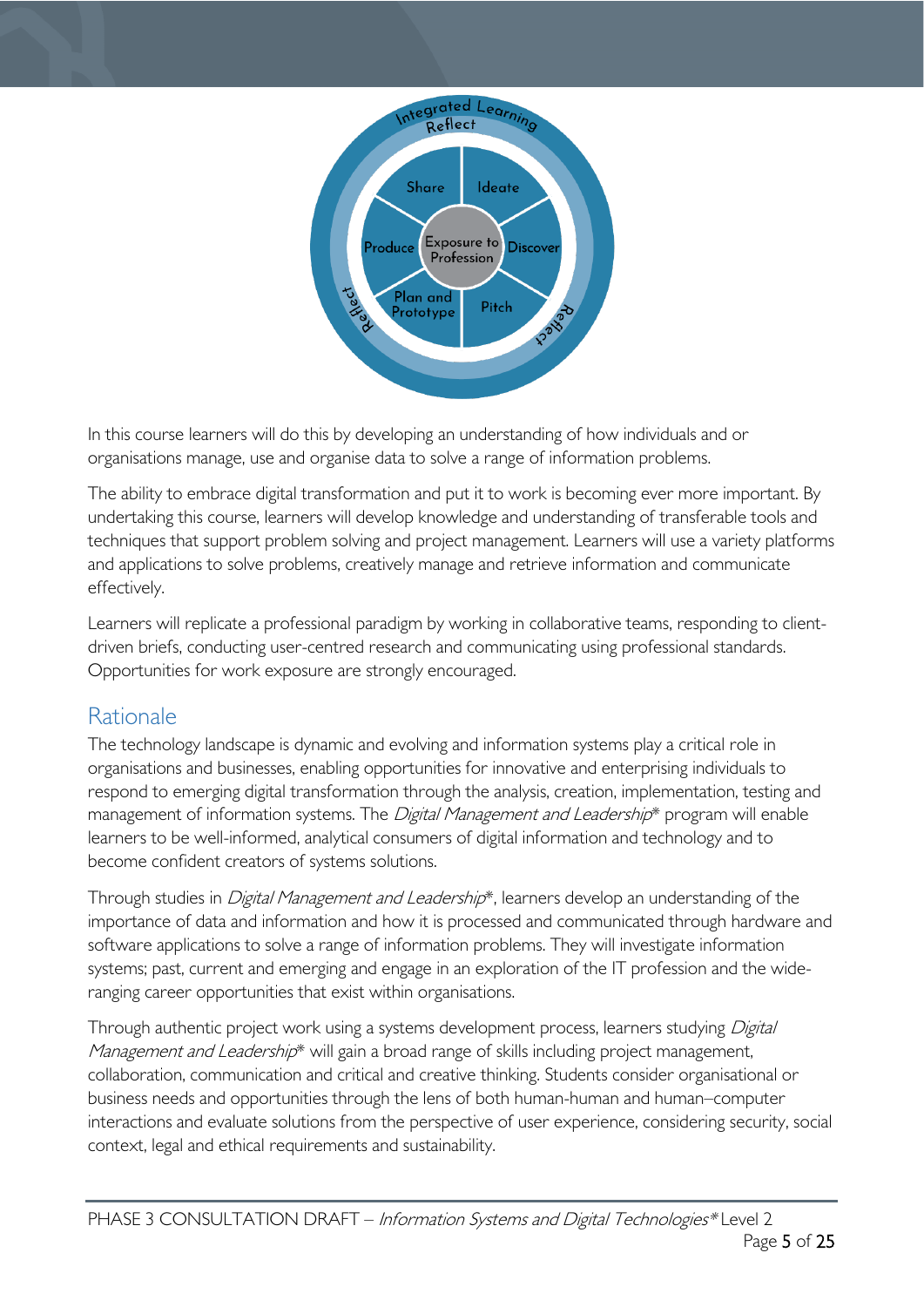In this course learners will do this by developing an understanding of how individuals and or organisations manage, use and organise data to solve a range of information problems.

The ability to embrace digital transformation and put it to work is becoming ever more important. By undertaking this course, learners will develop knowledge and understanding of transferable tools and techniques that support problem solving and project management. Learners will use a variety platforms and applications to solve problems, creatively manage and retrieve information and communicate effectively.

Learners will replicate a professional paradigm by working in collaborative teams, responding to client-driven briefs, conducting user-centred research and communicating using professional standards. Opportunities for work exposure are strongly encouraged.

## Rationale

The technology landscape is dynamic and evolving and information systems play a critical role in organisations and businesses, enabling opportunities for innovative and enterprising individuals to respond to emerging digital transformation through the analysis, creation, implementation, testing and management of information systems. The *Digital Management and Leadership*\* program will enable learners to be well-informed, analytical consumers of digital information and technology and to become confident creators of systems solutions.

Through studies in *Digital Management and Leadership*\*, learners develop an understanding of the importance of data and information and how it is processed and communicated through hardware and software applications to solve a range of information problems. They will investigate information systems; past, current and emerging and engage in an exploration of the IT profession and the wide-ranging career opportunities that exist within organisations.

Through authentic project work using a systems development process, learners studying *Digital Management and Leadership*\* will gain a broad range of skills including project management, collaboration, communication and critical and creative thinking. Students consider organisational or business needs and opportunities through the lens of both human-human and human–computer interactions and evaluate solutions from the perspective of user experience, considering security, social context, legal and ethical requirements and sustainability.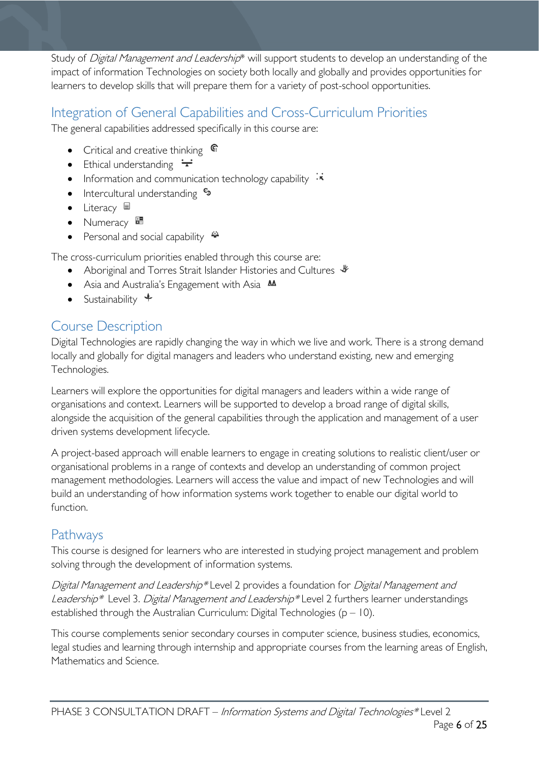Study of *Digital Management and Leadership*\* will support students to develop an understanding of the impact of information Technologies on society both locally and globally and provides opportunities for learners to develop skills that will prepare them for a variety of post-school opportunities.

## Integration of General Capabilities and Cross-Curriculum Priorities

The general capabilities addressed specifically in this course are:

- Critical and creative thinking
- Ethical understanding
- Information and communication technology capability
- Intercultural understanding
- Literacy
- Numeracy
- Personal and social capability

The cross-curriculum priorities enabled through this course are:

- Aboriginal and Torres Strait Islander Histories and Cultures
- Asia and Australia's Engagement with Asia
- Sustainability

## Course Description

Digital Technologies are rapidly changing the way in which we live and work. There is a strong demand locally and globally for digital managers and leaders who understand existing, new and emerging Technologies.

Learners will explore the opportunities for digital managers and leaders within a wide range of organisations and context. Learners will be supported to develop a broad range of digital skills, alongside the acquisition of the general capabilities through the application and management of a user driven systems development lifecycle.

A project-based approach will enable learners to engage in creating solutions to realistic client/user or organisational problems in a range of contexts and develop an understanding of common project management methodologies. Learners will access the value and impact of new Technologies and will build an understanding of how information systems work together to enable our digital world to function.

## Pathways

This course is designed for learners who are interested in studying project management and problem solving through the development of information systems.

*Digital Management and Leadership\** Level 2 provides a foundation for *Digital Management and Leadership\** Level 3. *Digital Management and Leadership\** Level 2 furthers learner understandings established through the Australian Curriculum: Digital Technologies (p – 10).

This course complements senior secondary courses in computer science, business studies, economics, legal studies and learning through internship and appropriate courses from the learning areas of English, Mathematics and Science.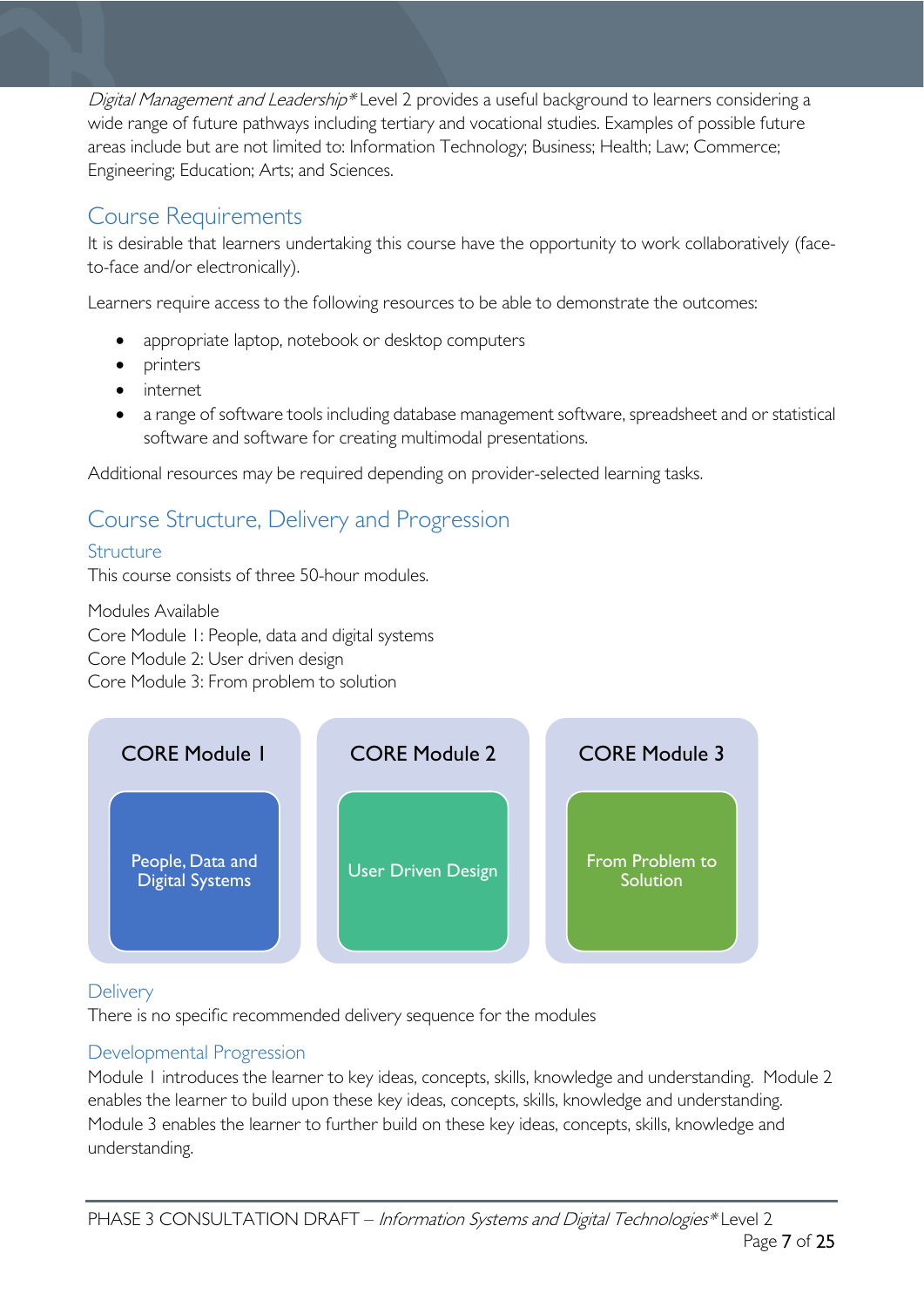*Digital Management and Leadership*\* Level 2 provides a useful background to learners considering a wide range of future pathways including tertiary and vocational studies. Examples of possible future areas include but are not limited to: Information Technology; Business; Health; Law; Commerce; Engineering; Education; Arts; and Sciences.

## Course Requirements

It is desirable that learners undertaking this course have the opportunity to work collaboratively (face-to-face and/or electronically).

Learners require access to the following resources to be able to demonstrate the outcomes:

- appropriate laptop, notebook or desktop computers
- printers
- internet
- a range of software tools including database management software, spreadsheet and or statistical software and software for creating multimodal presentations.

Additional resources may be required depending on provider-selected learning tasks.

## Course Structure, Delivery and Progression

### Structure

This course consists of three 50-hour modules.

Modules Available
Core Module 1: People, data and digital systems
Core Module 2: User driven design
Core Module 3: From problem to solution

| CORE Module 1 | CORE Module 2 | CORE Module 3 |
|---|---|---|
| People, Data and Digital Systems | User Driven Design | From Problem to Solution |

### Delivery

There is no specific recommended delivery sequence for the modules

### Developmental Progression

Module 1 introduces the learner to key ideas, concepts, skills, knowledge and understanding. Module 2 enables the learner to build upon these key ideas, concepts, skills, knowledge and understanding. Module 3 enables the learner to further build on these key ideas, concepts, skills, knowledge and understanding.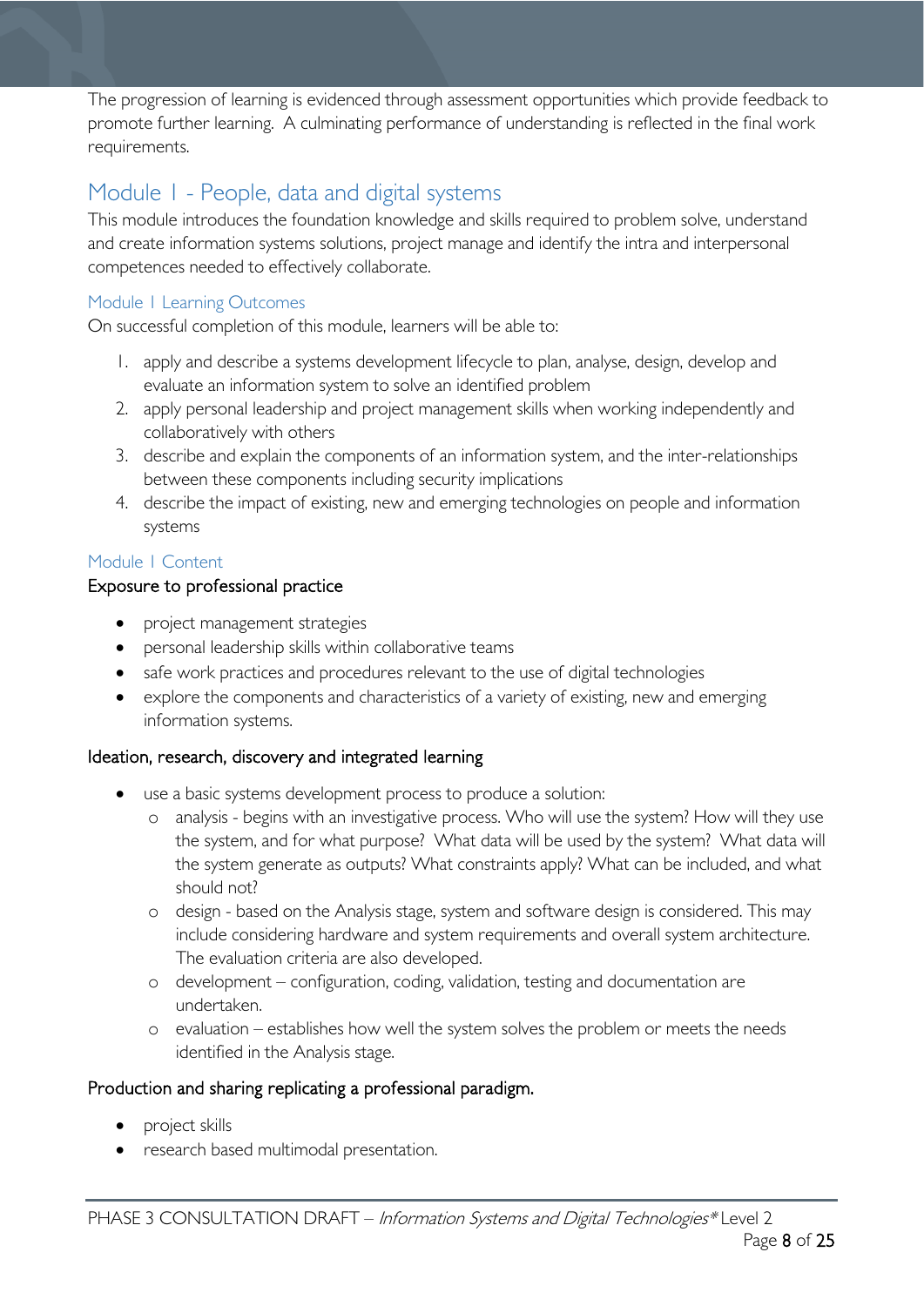The progression of learning is evidenced through assessment opportunities which provide feedback to promote further learning. A culminating performance of understanding is reflected in the final work requirements.

## Module 1 - People, data and digital systems

This module introduces the foundation knowledge and skills required to problem solve, understand and create information systems solutions, project manage and identify the intra and interpersonal competences needed to effectively collaborate.

### Module 1 Learning Outcomes

On successful completion of this module, learners will be able to:

1. apply and describe a systems development lifecycle to plan, analyse, design, develop and evaluate an information system to solve an identified problem
2. apply personal leadership and project management skills when working independently and collaboratively with others
3. describe and explain the components of an information system, and the inter-relationships between these components including security implications
4. describe the impact of existing, new and emerging technologies on people and information systems

### Module 1 Content

#### Exposure to professional practice

- project management strategies
- personal leadership skills within collaborative teams
- safe work practices and procedures relevant to the use of digital technologies
- explore the components and characteristics of a variety of existing, new and emerging information systems.

#### Ideation, research, discovery and integrated learning

- use a basic systems development process to produce a solution:
  - analysis - begins with an investigative process. Who will use the system? How will they use the system, and for what purpose? What data will be used by the system? What data will the system generate as outputs? What constraints apply? What can be included, and what should not?
  - design - based on the Analysis stage, system and software design is considered. This may include considering hardware and system requirements and overall system architecture. The evaluation criteria are also developed.
  - development – configuration, coding, validation, testing and documentation are undertaken.
  - evaluation – establishes how well the system solves the problem or meets the needs identified in the Analysis stage.

#### Production and sharing replicating a professional paradigm.

- project skills
- research based multimodal presentation.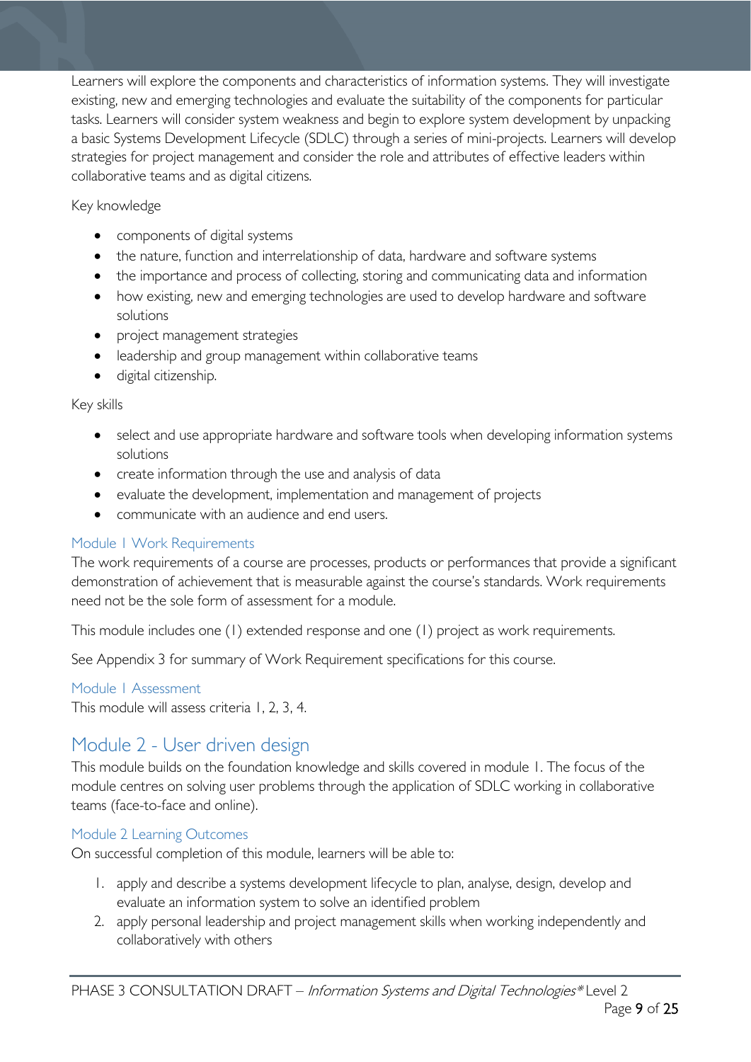Learners will explore the components and characteristics of information systems. They will investigate existing, new and emerging technologies and evaluate the suitability of the components for particular tasks. Learners will consider system weakness and begin to explore system development by unpacking a basic Systems Development Lifecycle (SDLC) through a series of mini-projects. Learners will develop strategies for project management and consider the role and attributes of effective leaders within collaborative teams and as digital citizens.

Key knowledge

- components of digital systems
- the nature, function and interrelationship of data, hardware and software systems
- the importance and process of collecting, storing and communicating data and information
- how existing, new and emerging technologies are used to develop hardware and software solutions
- project management strategies
- leadership and group management within collaborative teams
- digital citizenship.

Key skills

- select and use appropriate hardware and software tools when developing information systems solutions
- create information through the use and analysis of data
- evaluate the development, implementation and management of projects
- communicate with an audience and end users.

### Module 1 Work Requirements

The work requirements of a course are processes, products or performances that provide a significant demonstration of achievement that is measurable against the course's standards. Work requirements need not be the sole form of assessment for a module.

This module includes one (1) extended response and one (1) project as work requirements.

See Appendix 3 for summary of Work Requirement specifications for this course.

### Module 1 Assessment

This module will assess criteria 1, 2, 3, 4.

## Module 2 - User driven design

This module builds on the foundation knowledge and skills covered in module 1. The focus of the module centres on solving user problems through the application of SDLC working in collaborative teams (face-to-face and online).

### Module 2 Learning Outcomes

On successful completion of this module, learners will be able to:

1. apply and describe a systems development lifecycle to plan, analyse, design, develop and evaluate an information system to solve an identified problem
2. apply personal leadership and project management skills when working independently and collaboratively with others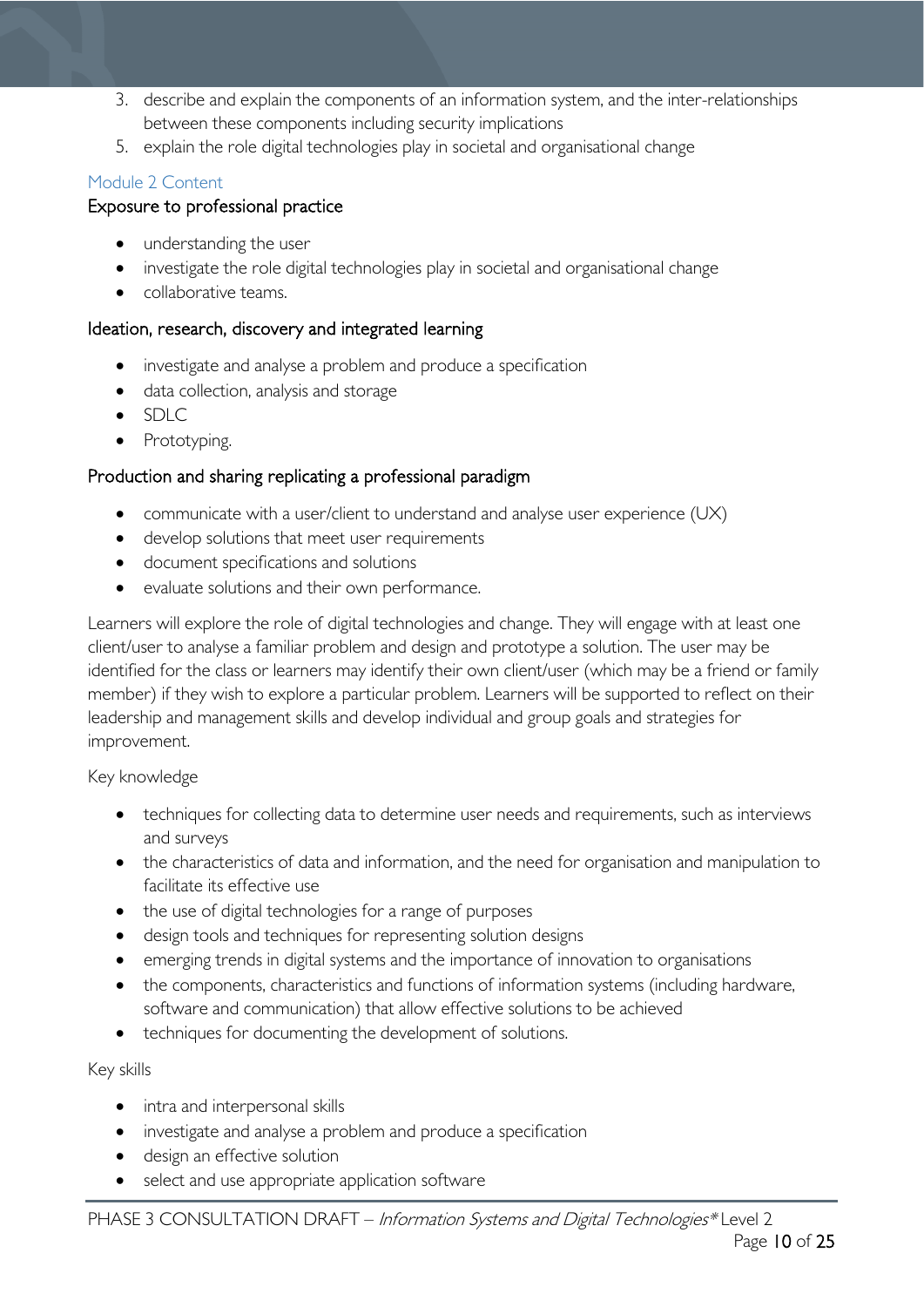3. describe and explain the components of an information system, and the inter-relationships between these components including security implications
5. explain the role digital technologies play in societal and organisational change

### Module 2 Content

#### Exposure to professional practice

- understanding the user
- investigate the role digital technologies play in societal and organisational change
- collaborative teams.

#### Ideation, research, discovery and integrated learning

- investigate and analyse a problem and produce a specification
- data collection, analysis and storage
- SDLC
- Prototyping.

#### Production and sharing replicating a professional paradigm

- communicate with a user/client to understand and analyse user experience (UX)
- develop solutions that meet user requirements
- document specifications and solutions
- evaluate solutions and their own performance.

Learners will explore the role of digital technologies and change. They will engage with at least one client/user to analyse a familiar problem and design and prototype a solution. The user may be identified for the class or learners may identify their own client/user (which may be a friend or family member) if they wish to explore a particular problem. Learners will be supported to reflect on their leadership and management skills and develop individual and group goals and strategies for improvement.

Key knowledge

- techniques for collecting data to determine user needs and requirements, such as interviews and surveys
- the characteristics of data and information, and the need for organisation and manipulation to facilitate its effective use
- the use of digital technologies for a range of purposes
- design tools and techniques for representing solution designs
- emerging trends in digital systems and the importance of innovation to organisations
- the components, characteristics and functions of information systems (including hardware, software and communication) that allow effective solutions to be achieved
- techniques for documenting the development of solutions.

Key skills

- intra and interpersonal skills
- investigate and analyse a problem and produce a specification
- design an effective solution
- select and use appropriate application software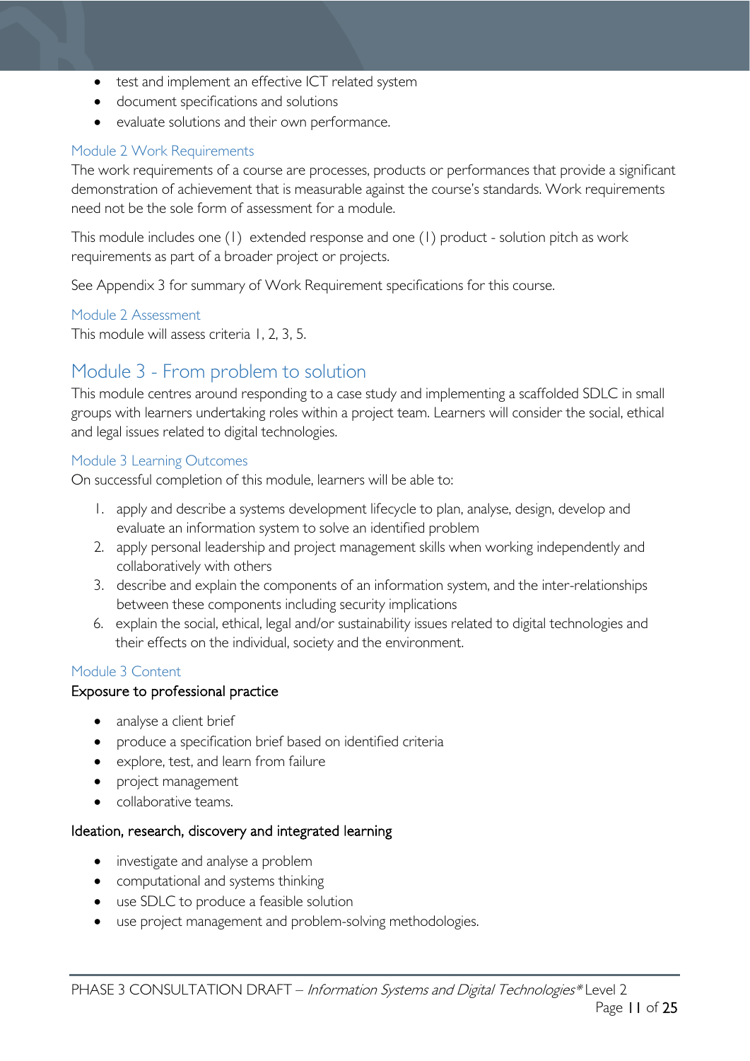- test and implement an effective ICT related system
- document specifications and solutions
- evaluate solutions and their own performance.

### Module 2 Work Requirements

The work requirements of a course are processes, products or performances that provide a significant demonstration of achievement that is measurable against the course's standards. Work requirements need not be the sole form of assessment for a module.

This module includes one (1) extended response and one (1) product - solution pitch as work requirements as part of a broader project or projects.

See Appendix 3 for summary of Work Requirement specifications for this course.

### Module 2 Assessment

This module will assess criteria 1, 2, 3, 5.

## Module 3 - From problem to solution

This module centres around responding to a case study and implementing a scaffolded SDLC in small groups with learners undertaking roles within a project team. Learners will consider the social, ethical and legal issues related to digital technologies.

### Module 3 Learning Outcomes

On successful completion of this module, learners will be able to:

1. apply and describe a systems development lifecycle to plan, analyse, design, develop and evaluate an information system to solve an identified problem
2. apply personal leadership and project management skills when working independently and collaboratively with others
3. describe and explain the components of an information system, and the inter-relationships between these components including security implications

6. explain the social, ethical, legal and/or sustainability issues related to digital technologies and their effects on the individual, society and the environment.

### Module 3 Content

#### Exposure to professional practice

- analyse a client brief
- produce a specification brief based on identified criteria
- explore, test, and learn from failure
- project management
- collaborative teams.

#### Ideation, research, discovery and integrated learning

- investigate and analyse a problem
- computational and systems thinking
- use SDLC to produce a feasible solution
- use project management and problem-solving methodologies.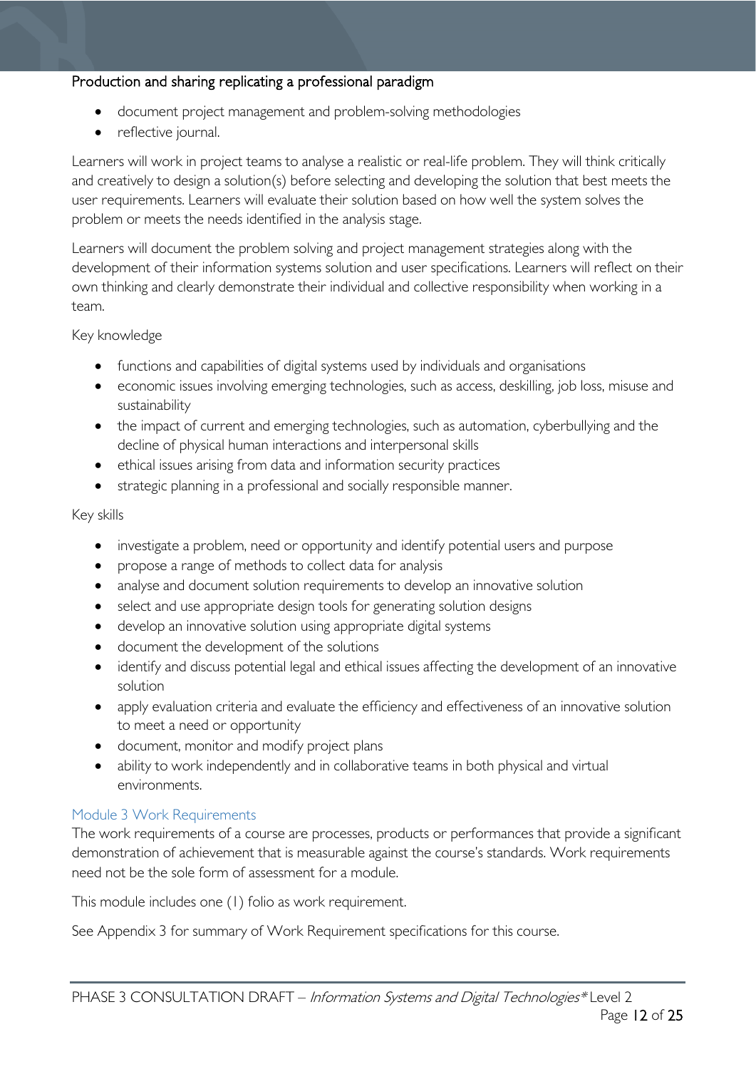**Production and sharing replicating a professional paradigm**

- document project management and problem-solving methodologies
- reflective journal.

Learners will work in project teams to analyse a realistic or real-life problem. They will think critically and creatively to design a solution(s) before selecting and developing the solution that best meets the user requirements. Learners will evaluate their solution based on how well the system solves the problem or meets the needs identified in the analysis stage.

Learners will document the problem solving and project management strategies along with the development of their information systems solution and user specifications. Learners will reflect on their own thinking and clearly demonstrate their individual and collective responsibility when working in a team.

Key knowledge

- functions and capabilities of digital systems used by individuals and organisations
- economic issues involving emerging technologies, such as access, deskilling, job loss, misuse and sustainability
- the impact of current and emerging technologies, such as automation, cyberbullying and the decline of physical human interactions and interpersonal skills
- ethical issues arising from data and information security practices
- strategic planning in a professional and socially responsible manner.

Key skills

- investigate a problem, need or opportunity and identify potential users and purpose
- propose a range of methods to collect data for analysis
- analyse and document solution requirements to develop an innovative solution
- select and use appropriate design tools for generating solution designs
- develop an innovative solution using appropriate digital systems
- document the development of the solutions
- identify and discuss potential legal and ethical issues affecting the development of an innovative solution
- apply evaluation criteria and evaluate the efficiency and effectiveness of an innovative solution to meet a need or opportunity
- document, monitor and modify project plans
- ability to work independently and in collaborative teams in both physical and virtual environments.

## Module 3 Work Requirements

The work requirements of a course are processes, products or performances that provide a significant demonstration of achievement that is measurable against the course's standards. Work requirements need not be the sole form of assessment for a module.

This module includes one (1) folio as work requirement.

See Appendix 3 for summary of Work Requirement specifications for this course.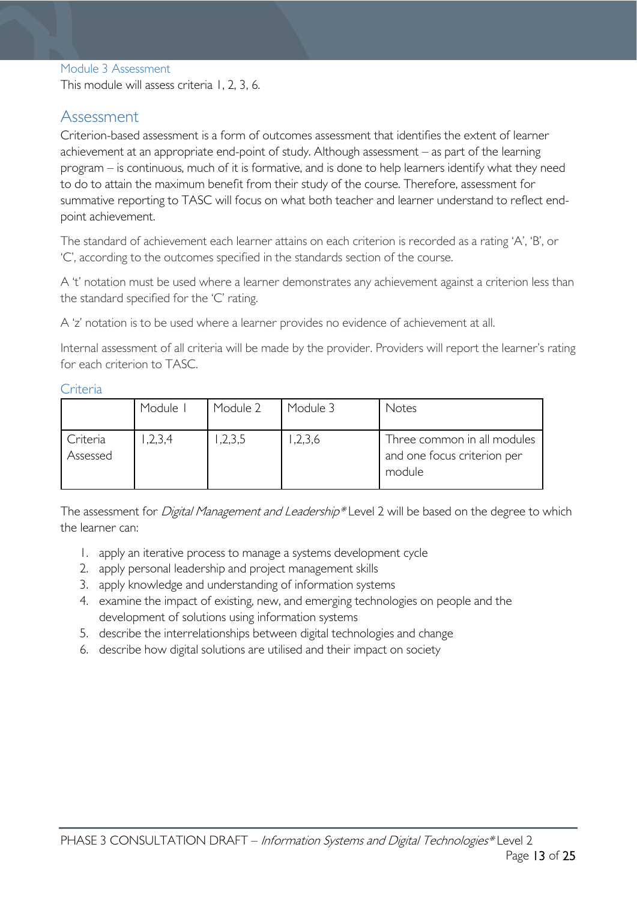### Module 3 Assessment

This module will assess criteria 1, 2, 3, 6.

## Assessment

Criterion-based assessment is a form of outcomes assessment that identifies the extent of learner achievement at an appropriate end-point of study. Although assessment – as part of the learning program – is continuous, much of it is formative, and is done to help learners identify what they need to do to attain the maximum benefit from their study of the course. Therefore, assessment for summative reporting to TASC will focus on what both teacher and learner understand to reflect end-point achievement.

The standard of achievement each learner attains on each criterion is recorded as a rating 'A', 'B', or 'C', according to the outcomes specified in the standards section of the course.

A 't' notation must be used where a learner demonstrates any achievement against a criterion less than the standard specified for the 'C' rating.

A 'z' notation is to be used where a learner provides no evidence of achievement at all.

Internal assessment of all criteria will be made by the provider. Providers will report the learner's rating for each criterion to TASC.

### Criteria

| | Module 1 | Module 2 | Module 3 | Notes |
|---|---|---|---|---|
| Criteria Assessed | 1,2,3,4 | 1,2,3,5 | 1,2,3,6 | Three common in all modules and one focus criterion per module |

The assessment for *Digital Management and Leadership** Level 2 will be based on the degree to which the learner can:

1. apply an iterative process to manage a systems development cycle
2. apply personal leadership and project management skills
3. apply knowledge and understanding of information systems
4. examine the impact of existing, new, and emerging technologies on people and the development of solutions using information systems
5. describe the interrelationships between digital technologies and change
6. describe how digital solutions are utilised and their impact on society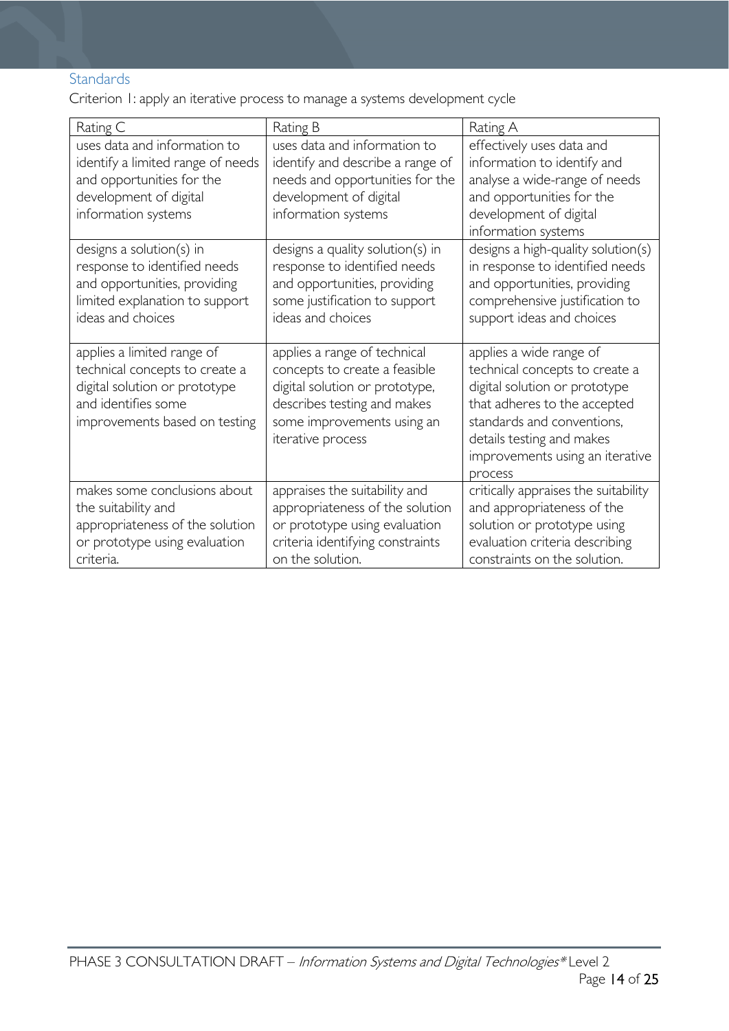### Standards

Criterion 1: apply an iterative process to manage a systems development cycle

| Rating C | Rating B | Rating A |
|---|---|---|
| uses data and information to identify a limited range of needs and opportunities for the development of digital information systems | uses data and information to identify and describe a range of needs and opportunities for the development of digital information systems | effectively uses data and information to identify and analyse a wide-range of needs and opportunities for the development of digital information systems |
| designs a solution(s) in response to identified needs and opportunities, providing limited explanation to support ideas and choices | designs a quality solution(s) in response to identified needs and opportunities, providing some justification to support ideas and choices | designs a high-quality solution(s) in response to identified needs and opportunities, providing comprehensive justification to support ideas and choices |
| applies a limited range of technical concepts to create a digital solution or prototype and identifies some improvements based on testing | applies a range of technical concepts to create a feasible digital solution or prototype, describes testing and makes some improvements using an iterative process | applies a wide range of technical concepts to create a digital solution or prototype that adheres to the accepted standards and conventions, details testing and makes improvements using an iterative process |
| makes some conclusions about the suitability and appropriateness of the solution or prototype using evaluation criteria. | appraises the suitability and appropriateness of the solution or prototype using evaluation criteria identifying constraints on the solution. | critically appraises the suitability and appropriateness of the solution or prototype using evaluation criteria describing constraints on the solution. |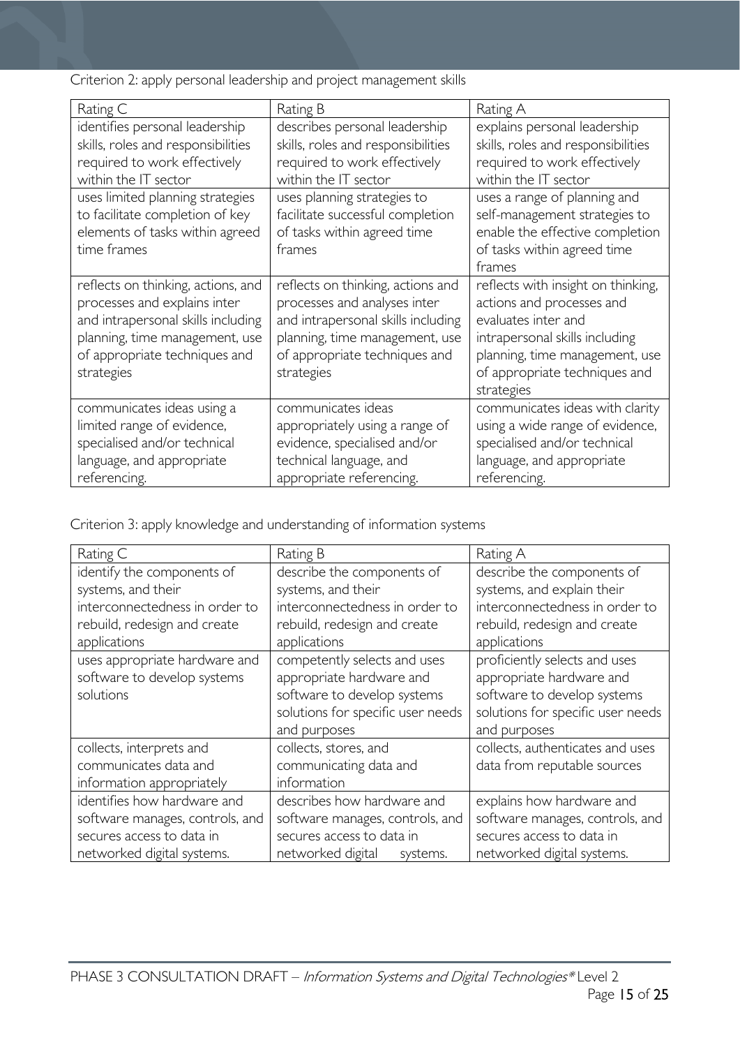Criterion 2: apply personal leadership and project management skills

| Rating C | Rating B | Rating A |
| --- | --- | --- |
| identifies personal leadership skills, roles and responsibilities required to work effectively within the IT sector | describes personal leadership skills, roles and responsibilities required to work effectively within the IT sector | explains personal leadership skills, roles and responsibilities required to work effectively within the IT sector |
| uses limited planning strategies to facilitate completion of key elements of tasks within agreed time frames | uses planning strategies to facilitate successful completion of tasks within agreed time frames | uses a range of planning and self-management strategies to enable the effective completion of tasks within agreed time frames |
| reflects on thinking, actions, and processes and explains inter and intrapersonal skills including planning, time management, use of appropriate techniques and strategies | reflects on thinking, actions and processes and analyses inter and intrapersonal skills including planning, time management, use of appropriate techniques and strategies | reflects with insight on thinking, actions and processes and evaluates inter and intrapersonal skills including planning, time management, use of appropriate techniques and strategies |
| communicates ideas using a limited range of evidence, specialised and/or technical language, and appropriate referencing. | communicates ideas appropriately using a range of evidence, specialised and/or technical language, and appropriate referencing. | communicates ideas with clarity using a wide range of evidence, specialised and/or technical language, and appropriate referencing. |

Criterion 3: apply knowledge and understanding of information systems

| Rating C | Rating B | Rating A |
| --- | --- | --- |
| identify the components of systems, and their interconnectedness in order to rebuild, redesign and create applications | describe the components of systems, and their interconnectedness in order to rebuild, redesign and create applications | describe the components of systems, and explain their interconnectedness in order to rebuild, redesign and create applications |
| uses appropriate hardware and software to develop systems solutions | competently selects and uses appropriate hardware and software to develop systems solutions for specific user needs and purposes | proficiently selects and uses appropriate hardware and software to develop systems solutions for specific user needs and purposes |
| collects, interprets and communicates data and information appropriately | collects, stores, and communicating data and information | collects, authenticates and uses data from reputable sources |
| identifies how hardware and software manages, controls, and secures access to data in networked digital systems. | describes how hardware and software manages, controls, and secures access to data in networked digital systems. | explains how hardware and software manages, controls, and secures access to data in networked digital systems. |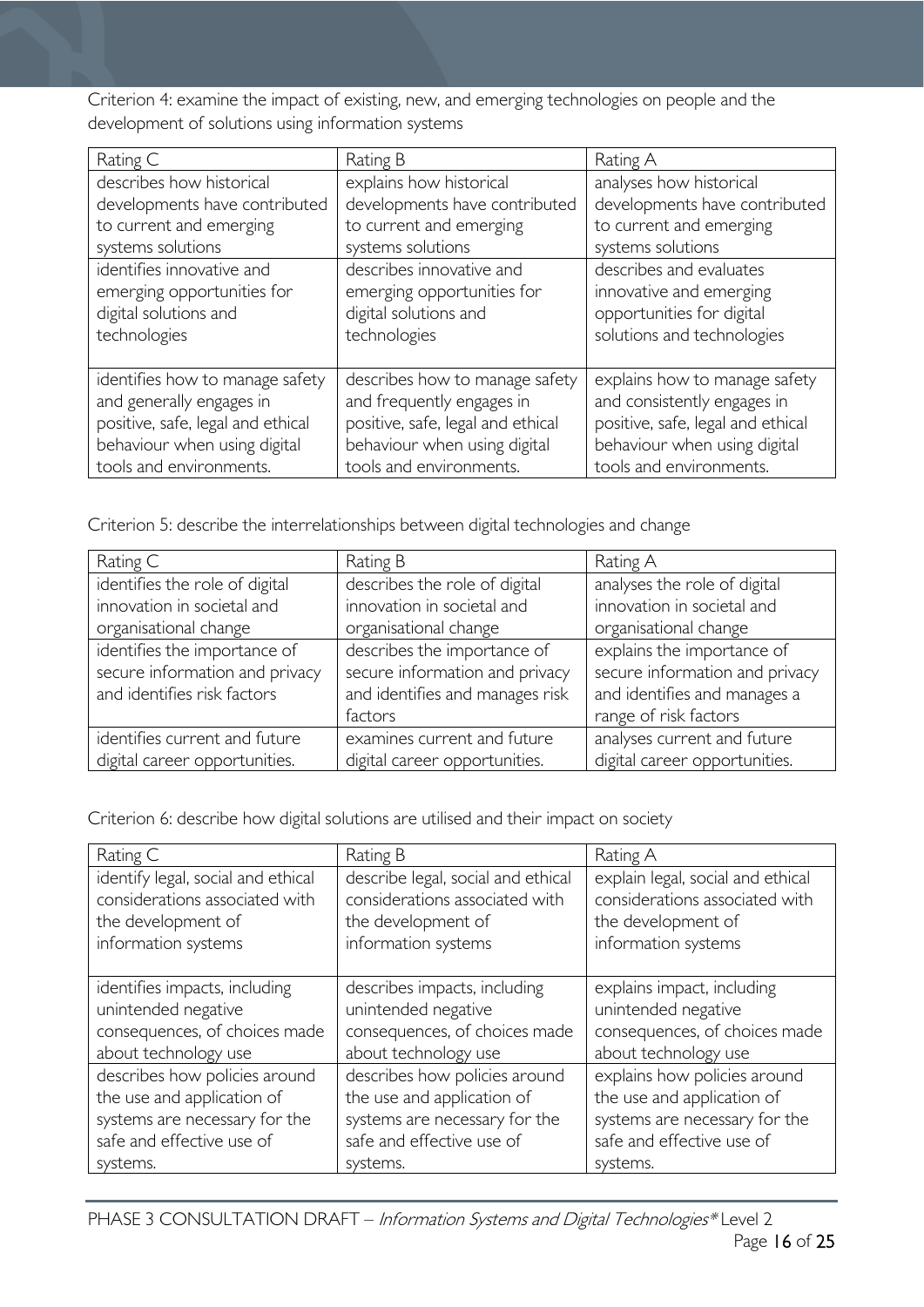Criterion 4: examine the impact of existing, new, and emerging technologies on people and the development of solutions using information systems

| Rating C | Rating B | Rating A |
|---|---|---|
| describes how historical developments have contributed to current and emerging systems solutions | explains how historical developments have contributed to current and emerging systems solutions | analyses how historical developments have contributed to current and emerging systems solutions |
| identifies innovative and emerging opportunities for digital solutions and technologies | describes innovative and emerging opportunities for digital solutions and technologies | describes and evaluates innovative and emerging opportunities for digital solutions and technologies |
| identifies how to manage safety and generally engages in positive, safe, legal and ethical behaviour when using digital tools and environments. | describes how to manage safety and frequently engages in positive, safe, legal and ethical behaviour when using digital tools and environments. | explains how to manage safety and consistently engages in positive, safe, legal and ethical behaviour when using digital tools and environments. |

Criterion 5: describe the interrelationships between digital technologies and change

| Rating C | Rating B | Rating A |
|---|---|---|
| identifies the role of digital innovation in societal and organisational change | describes the role of digital innovation in societal and organisational change | analyses the role of digital innovation in societal and organisational change |
| identifies the importance of secure information and privacy and identifies risk factors | describes the importance of secure information and privacy and identifies and manages risk factors | explains the importance of secure information and privacy and identifies and manages a range of risk factors |
| identifies current and future digital career opportunities. | examines current and future digital career opportunities. | analyses current and future digital career opportunities. |

Criterion 6: describe how digital solutions are utilised and their impact on society

| Rating C | Rating B | Rating A |
|---|---|---|
| identify legal, social and ethical considerations associated with the development of information systems | describe legal, social and ethical considerations associated with the development of information systems | explain legal, social and ethical considerations associated with the development of information systems |
| identifies impacts, including unintended negative consequences, of choices made about technology use | describes impacts, including unintended negative consequences, of choices made about technology use | explains impact, including unintended negative consequences, of choices made about technology use |
| describes how policies around the use and application of systems are necessary for the safe and effective use of systems. | describes how policies around the use and application of systems are necessary for the safe and effective use of systems. | explains how policies around the use and application of systems are necessary for the safe and effective use of systems. |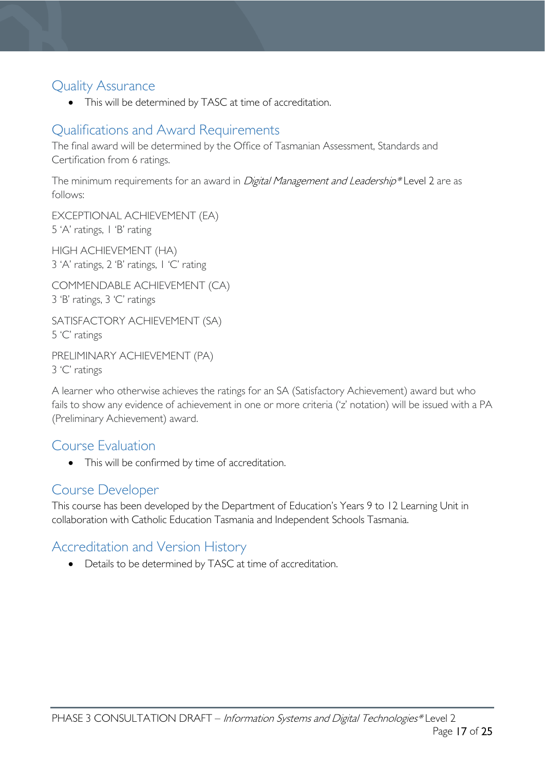## Quality Assurance

- This will be determined by TASC at time of accreditation.

## Qualifications and Award Requirements

The final award will be determined by the Office of Tasmanian Assessment, Standards and Certification from 6 ratings.

The minimum requirements for an award in *Digital Management and Leadership\** Level 2 are as follows:

EXCEPTIONAL ACHIEVEMENT (EA)
5 'A' ratings, 1 'B' rating

HIGH ACHIEVEMENT (HA)
3 'A' ratings, 2 'B' ratings, 1 'C' rating

COMMENDABLE ACHIEVEMENT (CA)
3 'B' ratings, 3 'C' ratings

SATISFACTORY ACHIEVEMENT (SA)
5 'C' ratings

PRELIMINARY ACHIEVEMENT (PA)
3 'C' ratings

A learner who otherwise achieves the ratings for an SA (Satisfactory Achievement) award but who fails to show any evidence of achievement in one or more criteria ('z' notation) will be issued with a PA (Preliminary Achievement) award.

## Course Evaluation

- This will be confirmed by time of accreditation.

## Course Developer

This course has been developed by the Department of Education's Years 9 to 12 Learning Unit in collaboration with Catholic Education Tasmania and Independent Schools Tasmania.

## Accreditation and Version History

- Details to be determined by TASC at time of accreditation.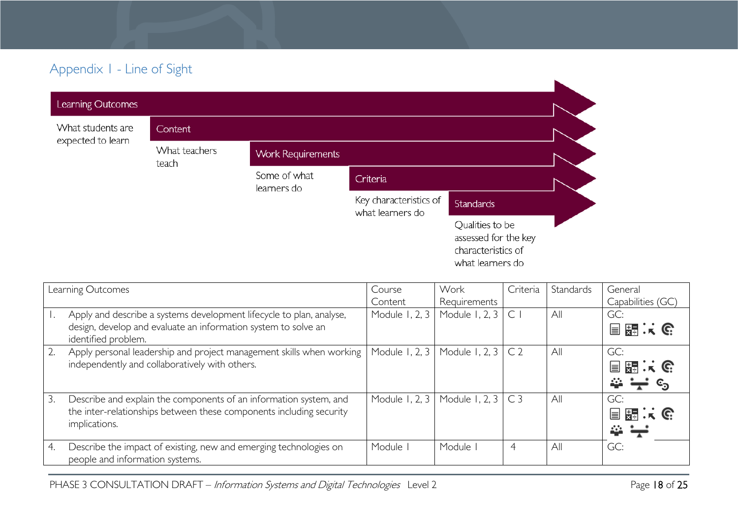## Appendix 1 - Line of Sight

**Learning Outcomes** — What students are expected to learn

**Content** — What teachers teach

**Work Requirements** — Some of what learners do

**Criteria** — Key characteristics of what learners do

**Standards** — Qualities to be assessed for the key characteristics of what learners do

| Learning Outcomes | Course Content | Work Requirements | Criteria | Standards | General Capabilities (GC) |
|---|---|---|---|---|---|
| 1. Apply and describe a systems development lifecycle to plan, analyse, design, develop and evaluate an information system to solve an identified problem. | Module 1, 2, 3 | Module 1, 2, 3 | C 1 | All | GC: |
| 2. Apply personal leadership and project management skills when working independently and collaboratively with others. | Module 1, 2, 3 | Module 1, 2, 3 | C 2 | All | GC: |
| 3. Describe and explain the components of an information system, and the inter-relationships between these components including security implications. | Module 1, 2, 3 | Module 1, 2, 3 | C 3 | All | GC: |
| 4. Describe the impact of existing, new and emerging technologies on people and information systems. | Module 1 | Module 1 | 4 | All | GC: |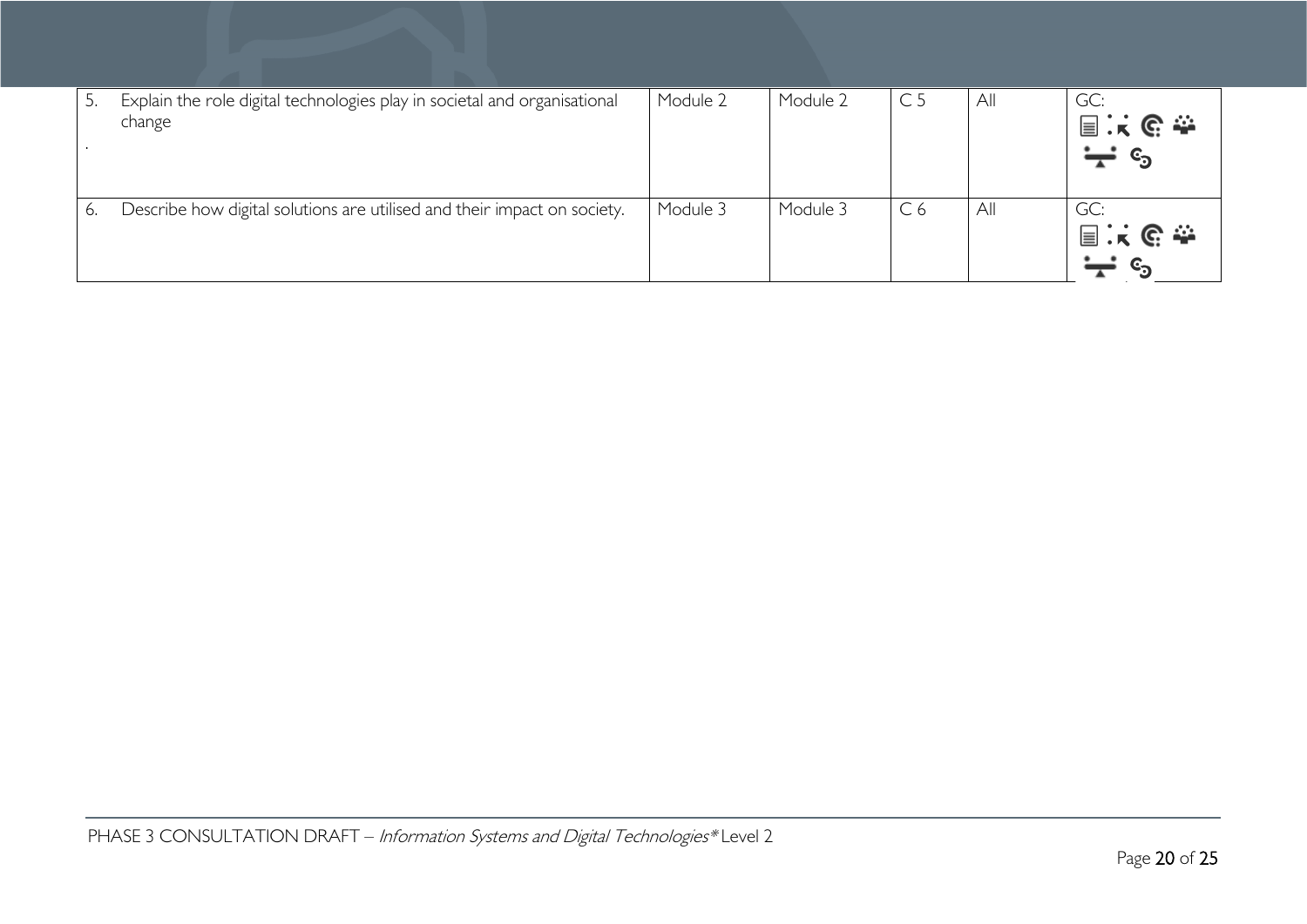| | | | | | | |
|---|---|---|---|---|---|---|
| 5. | Explain the role digital technologies play in societal and organisational change<br>. | Module 2 | Module 2 | C 5 | All | GC: |
| 6. | Describe how digital solutions are utilised and their impact on society. | Module 3 | Module 3 | C 6 | All | GC: |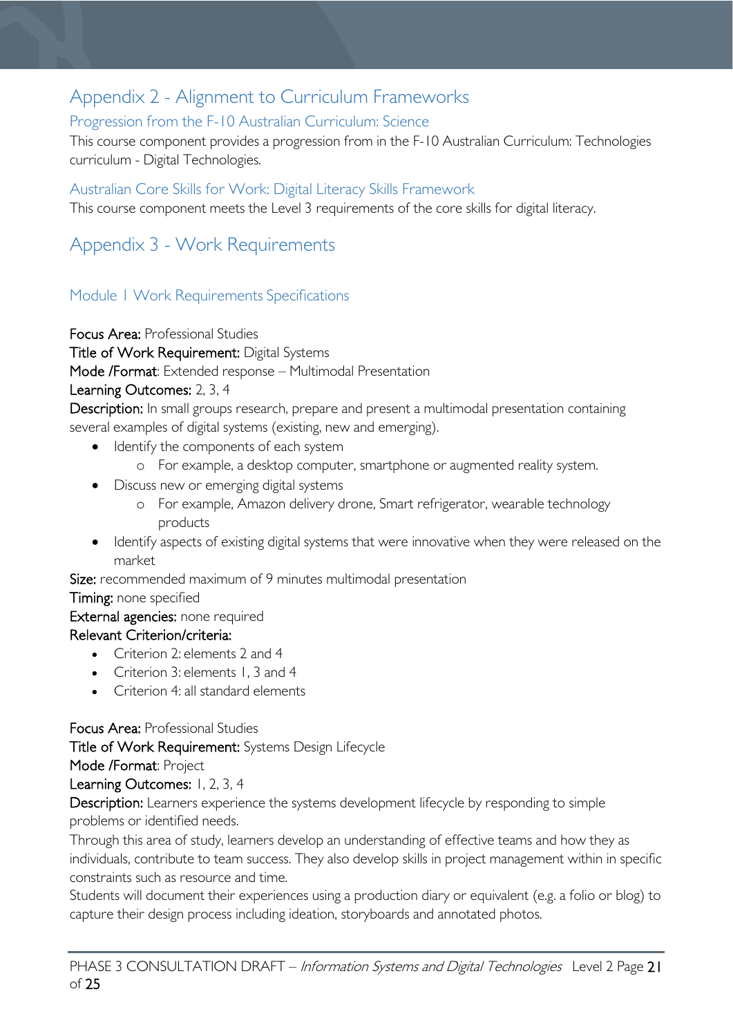## Appendix 2 - Alignment to Curriculum Frameworks

### Progression from the F-10 Australian Curriculum: Science

This course component provides a progression from in the F-10 Australian Curriculum: Technologies curriculum - Digital Technologies.

### Australian Core Skills for Work: Digital Literacy Skills Framework

This course component meets the Level 3 requirements of the core skills for digital literacy.

## Appendix 3 - Work Requirements

### Module 1 Work Requirements Specifications

**Focus Area:** Professional Studies
**Title of Work Requirement:** Digital Systems
**Mode /Format**: Extended response – Multimodal Presentation
**Learning Outcomes:** 2, 3, 4
**Description:** In small groups research, prepare and present a multimodal presentation containing several examples of digital systems (existing, new and emerging).

- Identify the components of each system
  - For example, a desktop computer, smartphone or augmented reality system.
- Discuss new or emerging digital systems
  - For example, Amazon delivery drone, Smart refrigerator, wearable technology products
- Identify aspects of existing digital systems that were innovative when they were released on the market

**Size:** recommended maximum of 9 minutes multimodal presentation
**Timing:** none specified
**External agencies:** none required
**Relevant Criterion/criteria:**

- Criterion 2: elements 2 and 4
- Criterion 3: elements 1, 3 and 4
- Criterion 4: all standard elements

**Focus Area:** Professional Studies
**Title of Work Requirement:** Systems Design Lifecycle
**Mode /Format**: Project
**Learning Outcomes:** 1, 2, 3, 4
**Description:** Learners experience the systems development lifecycle by responding to simple problems or identified needs.

Through this area of study, learners develop an understanding of effective teams and how they as individuals, contribute to team success. They also develop skills in project management within in specific constraints such as resource and time.

Students will document their experiences using a production diary or equivalent (e.g. a folio or blog) to capture their design process including ideation, storyboards and annotated photos.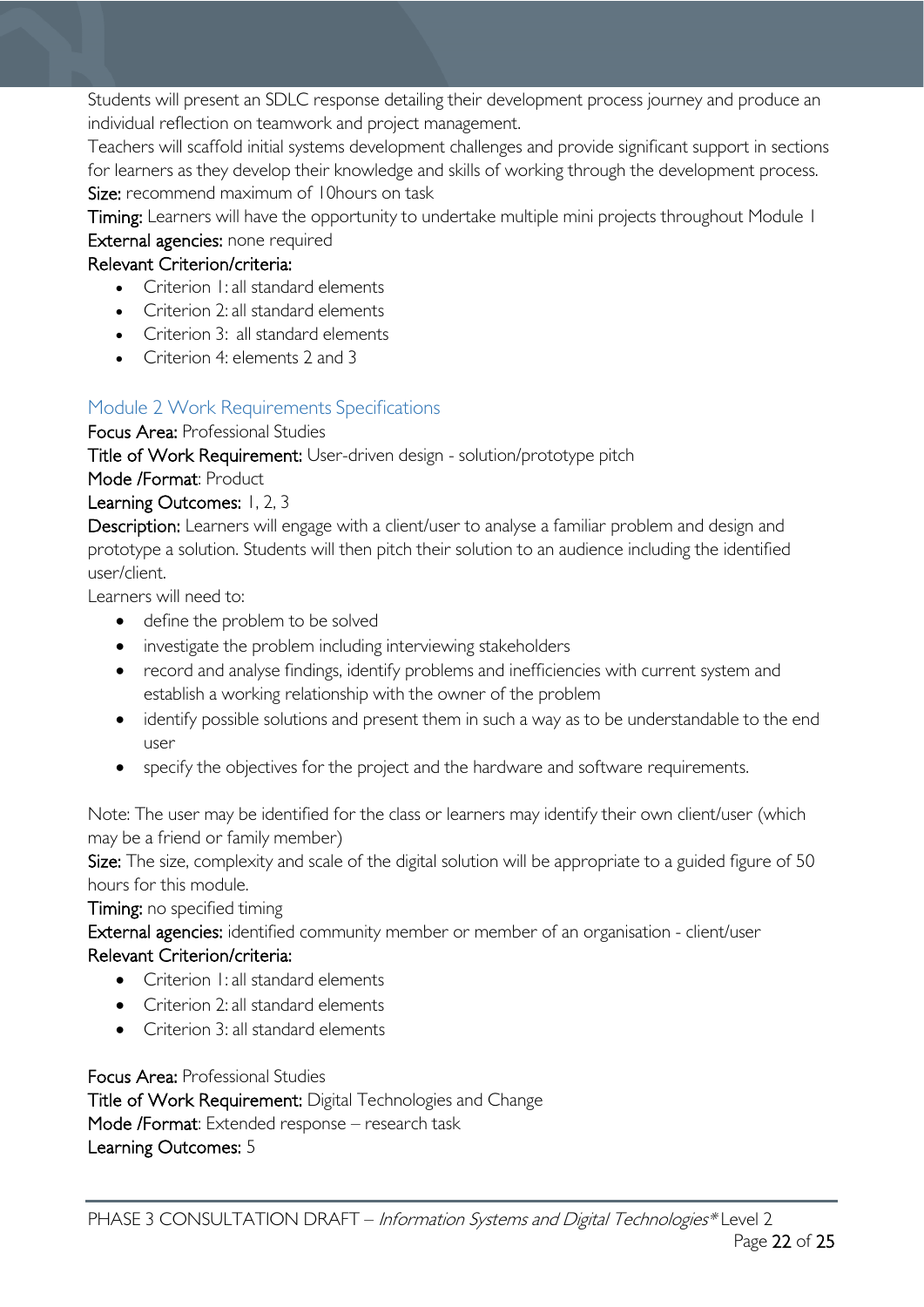Students will present an SDLC response detailing their development process journey and produce an individual reflection on teamwork and project management.

Teachers will scaffold initial systems development challenges and provide significant support in sections for learners as they develop their knowledge and skills of working through the development process.

**Size:** recommend maximum of 10hours on task

**Timing:** Learners will have the opportunity to undertake multiple mini projects throughout Module 1

**External agencies:** none required

**Relevant Criterion/criteria:**

- Criterion 1: all standard elements
- Criterion 2: all standard elements
- Criterion 3: all standard elements
- Criterion 4: elements 2 and 3

## Module 2 Work Requirements Specifications

**Focus Area:** Professional Studies

**Title of Work Requirement:** User-driven design - solution/prototype pitch

**Mode /Format**: Product

**Learning Outcomes:** 1, 2, 3

**Description:** Learners will engage with a client/user to analyse a familiar problem and design and prototype a solution. Students will then pitch their solution to an audience including the identified user/client.

Learners will need to:

- define the problem to be solved
- investigate the problem including interviewing stakeholders
- record and analyse findings, identify problems and inefficiencies with current system and establish a working relationship with the owner of the problem
- identify possible solutions and present them in such a way as to be understandable to the end user
- specify the objectives for the project and the hardware and software requirements.

Note: The user may be identified for the class or learners may identify their own client/user (which may be a friend or family member)

**Size:** The size, complexity and scale of the digital solution will be appropriate to a guided figure of 50 hours for this module.

**Timing:** no specified timing

**External agencies:** identified community member or member of an organisation - client/user

**Relevant Criterion/criteria:**

- Criterion 1: all standard elements
- Criterion 2: all standard elements
- Criterion 3: all standard elements

**Focus Area:** Professional Studies

**Title of Work Requirement:** Digital Technologies and Change

**Mode /Format**: Extended response – research task

**Learning Outcomes:** 5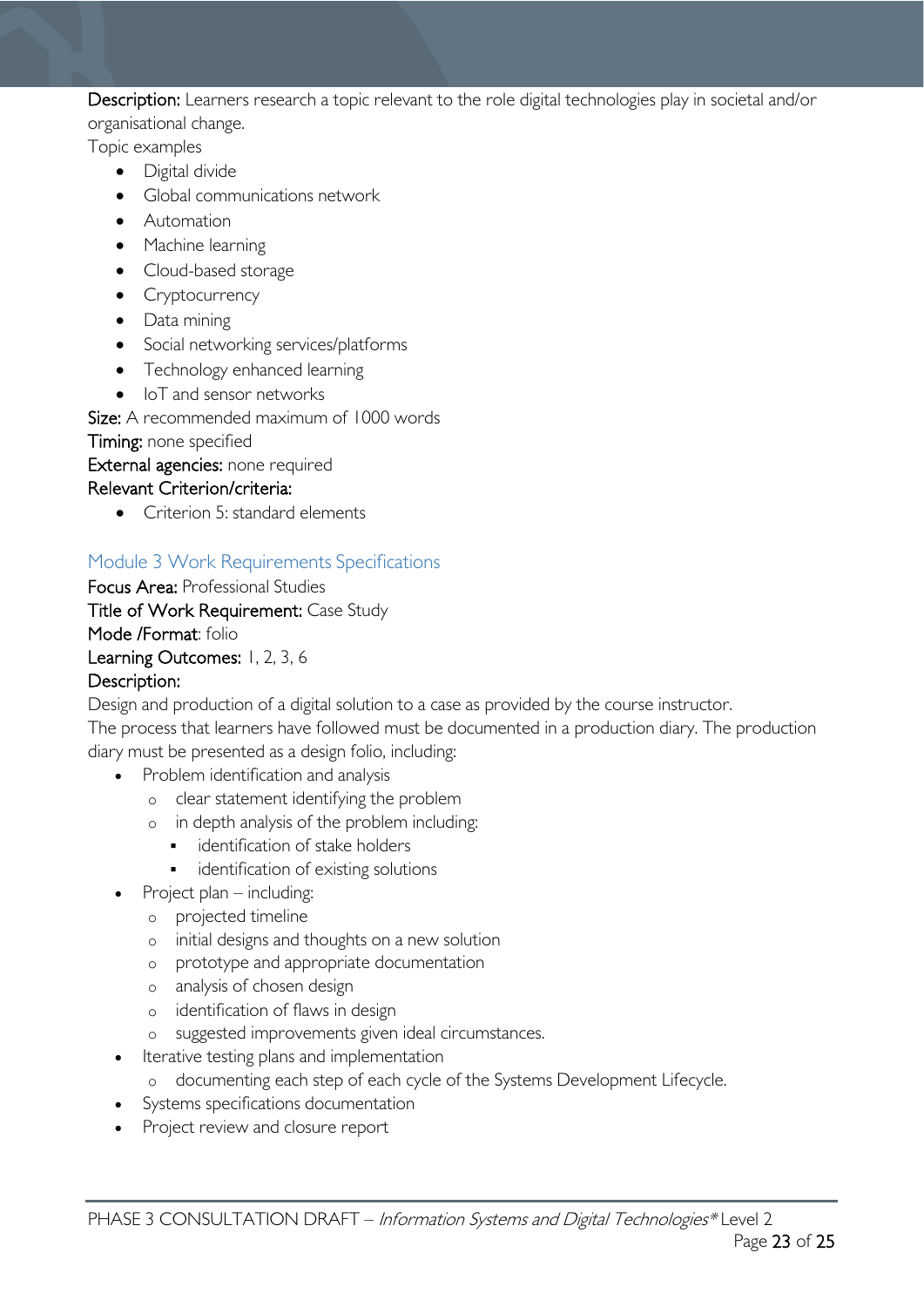**Description:** Learners research a topic relevant to the role digital technologies play in societal and/or organisational change.

Topic examples

- Digital divide
- Global communications network
- Automation
- Machine learning
- Cloud-based storage
- Cryptocurrency
- Data mining
- Social networking services/platforms
- Technology enhanced learning
- IoT and sensor networks

**Size:** A recommended maximum of 1000 words

**Timing:** none specified

**External agencies:** none required

**Relevant Criterion/criteria:**

- Criterion 5: standard elements

## Module 3 Work Requirements Specifications

**Focus Area:** Professional Studies

**Title of Work Requirement:** Case Study

**Mode /Format**: folio

**Learning Outcomes:** 1, 2, 3, 6

**Description:**

Design and production of a digital solution to a case as provided by the course instructor.

The process that learners have followed must be documented in a production diary. The production diary must be presented as a design folio, including:

- Problem identification and analysis
  - clear statement identifying the problem
  - in depth analysis of the problem including:
    - identification of stake holders
    - identification of existing solutions
- Project plan – including:
  - projected timeline
  - initial designs and thoughts on a new solution
  - prototype and appropriate documentation
  - analysis of chosen design
  - identification of flaws in design
  - suggested improvements given ideal circumstances.
- Iterative testing plans and implementation
  - documenting each step of each cycle of the Systems Development Lifecycle.
- Systems specifications documentation
- Project review and closure report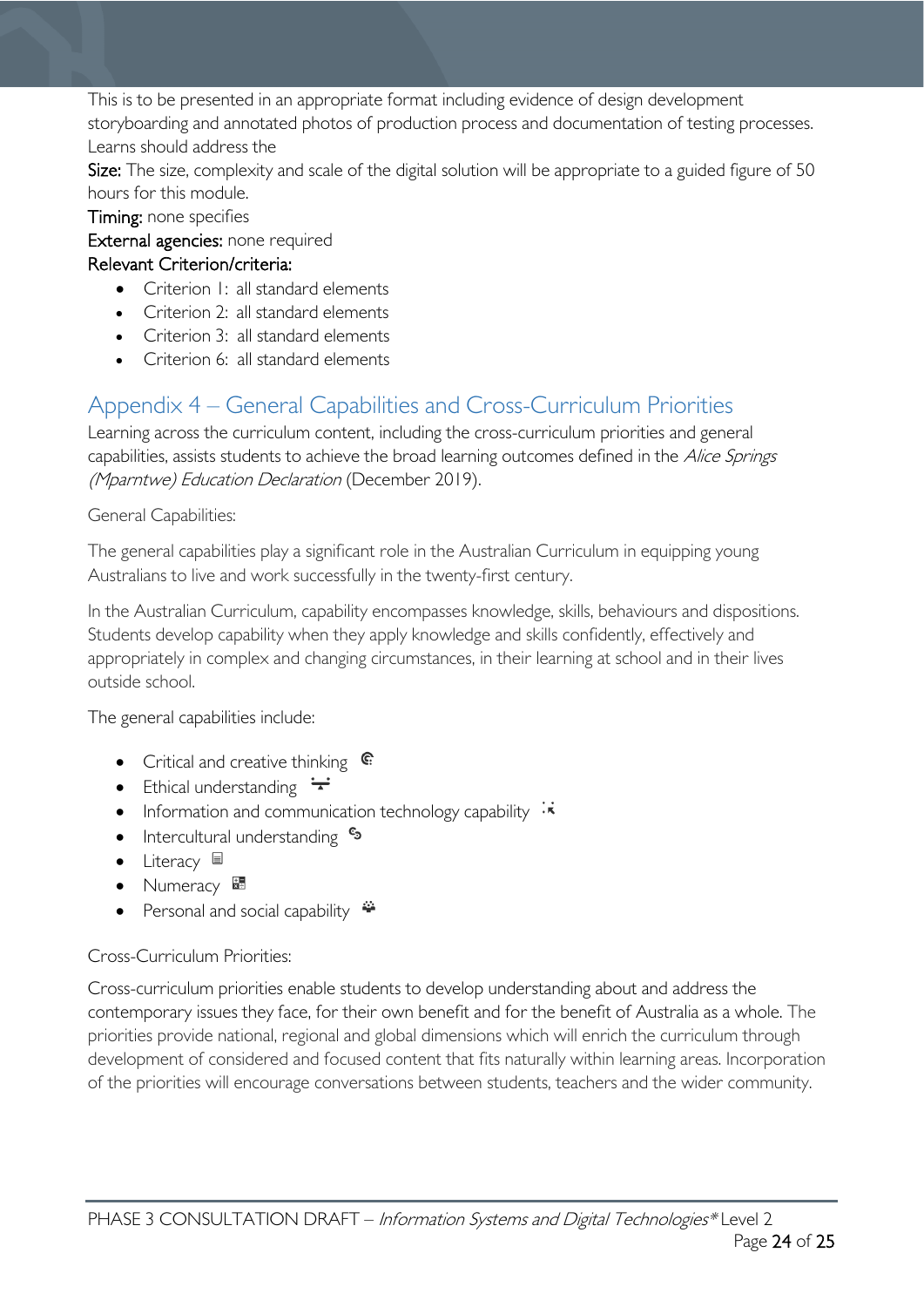This is to be presented in an appropriate format including evidence of design development storyboarding and annotated photos of production process and documentation of testing processes. Learns should address the

**Size:** The size, complexity and scale of the digital solution will be appropriate to a guided figure of 50 hours for this module.

**Timing:** none specifies

**External agencies:** none required

**Relevant Criterion/criteria:**

- Criterion 1: all standard elements
- Criterion 2: all standard elements
- Criterion 3: all standard elements
- Criterion 6: all standard elements

## Appendix 4 – General Capabilities and Cross-Curriculum Priorities

Learning across the curriculum content, including the cross-curriculum priorities and general capabilities, assists students to achieve the broad learning outcomes defined in the *Alice Springs (Mparntwe) Education Declaration* (December 2019).

General Capabilities:

The general capabilities play a significant role in the Australian Curriculum in equipping young Australians to live and work successfully in the twenty-first century.

In the Australian Curriculum, capability encompasses knowledge, skills, behaviours and dispositions. Students develop capability when they apply knowledge and skills confidently, effectively and appropriately in complex and changing circumstances, in their learning at school and in their lives outside school.

The general capabilities include:

- Critical and creative thinking
- Ethical understanding
- Information and communication technology capability
- Intercultural understanding
- Literacy
- Numeracy
- Personal and social capability

Cross-Curriculum Priorities:

Cross-curriculum priorities enable students to develop understanding about and address the contemporary issues they face, for their own benefit and for the benefit of Australia as a whole. The priorities provide national, regional and global dimensions which will enrich the curriculum through development of considered and focused content that fits naturally within learning areas. Incorporation of the priorities will encourage conversations between students, teachers and the wider community.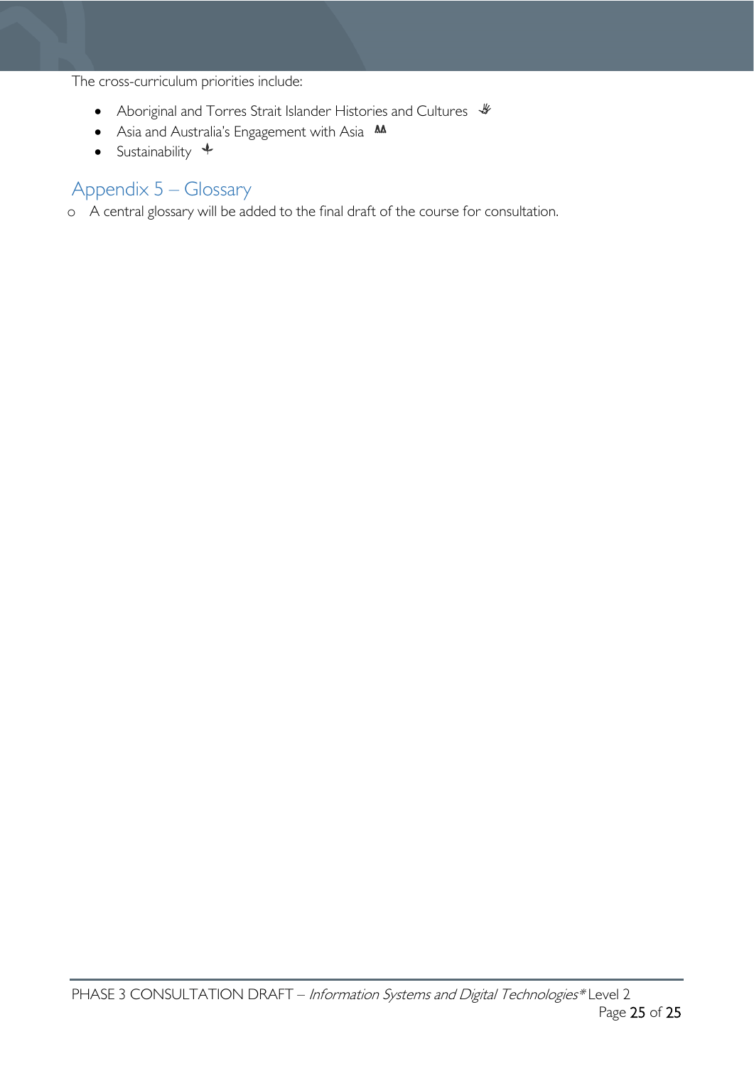The cross-curriculum priorities include:

- Aboriginal and Torres Strait Islander Histories and Cultures
- Asia and Australia's Engagement with Asia
- Sustainability

## Appendix 5 – Glossary

- A central glossary will be added to the final draft of the course for consultation.